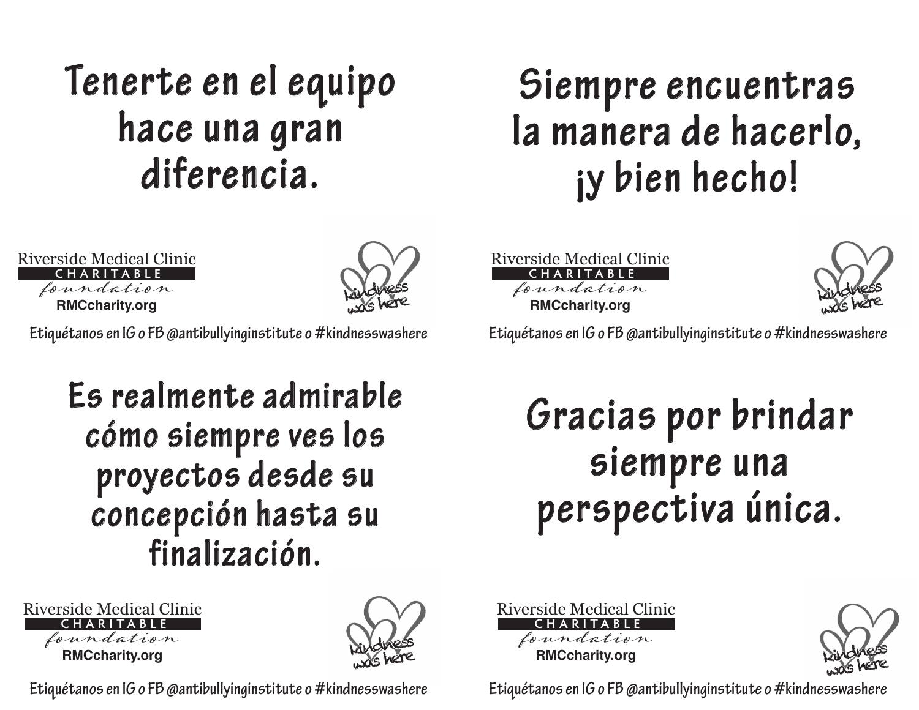# Tenerte en el equipo hace una gran diferencia.

Riverside Medical Clinic
CHARITABLE
foundation
**RMCcharity.org**

kindness was here

Etiquétanos en IG o FB @antibullyinginstitute o #kindnesswashere

# Siempre encuentras la manera de hacerlo, ¡y bien hecho!

Riverside Medical Clinic
CHARITABLE
foundation
**RMCcharity.org**

kindness was here

Etiquétanos en IG o FB @antibullyinginstitute o #kindnesswashere

# Es realmente admirable cómo siempre ves los proyectos desde su concepción hasta su finalización.

Riverside Medical Clinic
CHARITABLE
foundation
**RMCcharity.org**

kindness was here

Etiquétanos en IG o FB @antibullyinginstitute o #kindnesswashere

# Gracias por brindar siempre una perspectiva única.

Riverside Medical Clinic
CHARITABLE
foundation
**RMCcharity.org**

kindness was here

Etiquétanos en IG o FB @antibullyinginstitute o #kindnesswashere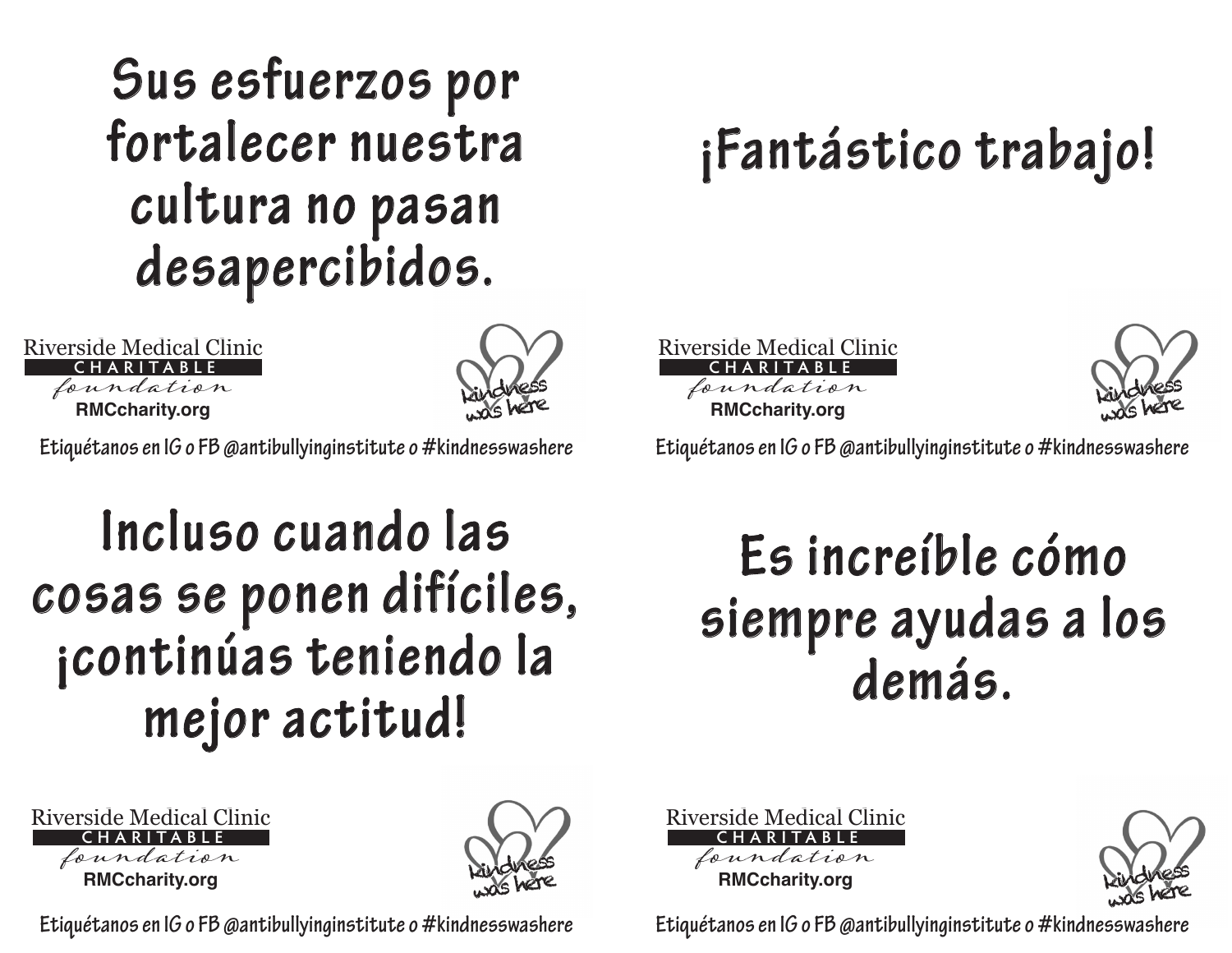# Sus esfuerzos por fortalecer nuestra cultura no pasan desapercibidos.

Riverside Medical Clinic
CHARITABLE
foundation
**RMCcharity.org**

kindness was here

Etiquétanos en IG o FB @antibullyinginstitute o #kindnesswashere

# ¡Fantástico trabajo!

Riverside Medical Clinic
CHARITABLE
foundation
**RMCcharity.org**

kindness was here

Etiquétanos en IG o FB @antibullyinginstitute o #kindnesswashere

# Incluso cuando las cosas se ponen difíciles, ¡continúas teniendo la mejor actitud!

Riverside Medical Clinic
CHARITABLE
foundation
**RMCcharity.org**

kindness was here

Etiquétanos en IG o FB @antibullyinginstitute o #kindnesswashere

# Es increíble cómo siempre ayudas a los demás.

Riverside Medical Clinic
CHARITABLE
foundation
**RMCcharity.org**

kindness was here

Etiquétanos en IG o FB @antibullyinginstitute o #kindnesswashere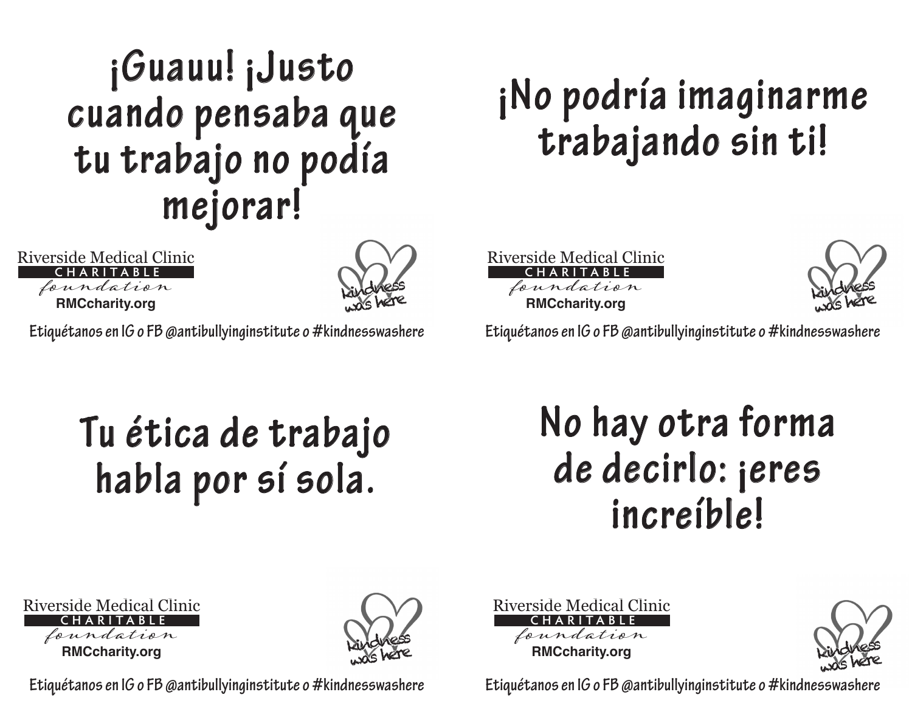# ¡Guauu! ¡Justo cuando pensaba que tu trabajo no podía mejorar!

Riverside Medical Clinic
CHARITABLE
foundation
RMCcharity.org

kindness was here

Etiquétanos en IG o FB @antibullyinginstitute o #kindnesswashere

# ¡No podría imaginarme trabajando sin ti!

Riverside Medical Clinic
CHARITABLE
foundation
RMCcharity.org

kindness was here

Etiquétanos en IG o FB @antibullyinginstitute o #kindnesswashere

# Tu ética de trabajo habla por sí sola.

Riverside Medical Clinic
CHARITABLE
foundation
RMCcharity.org

kindness was here

Etiquétanos en IG o FB @antibullyinginstitute o #kindnesswashere

# No hay otra forma de decirlo: ¡eres increíble!

Riverside Medical Clinic
CHARITABLE
foundation
RMCcharity.org

kindness was here

Etiquétanos en IG o FB @antibullyinginstitute o #kindnesswashere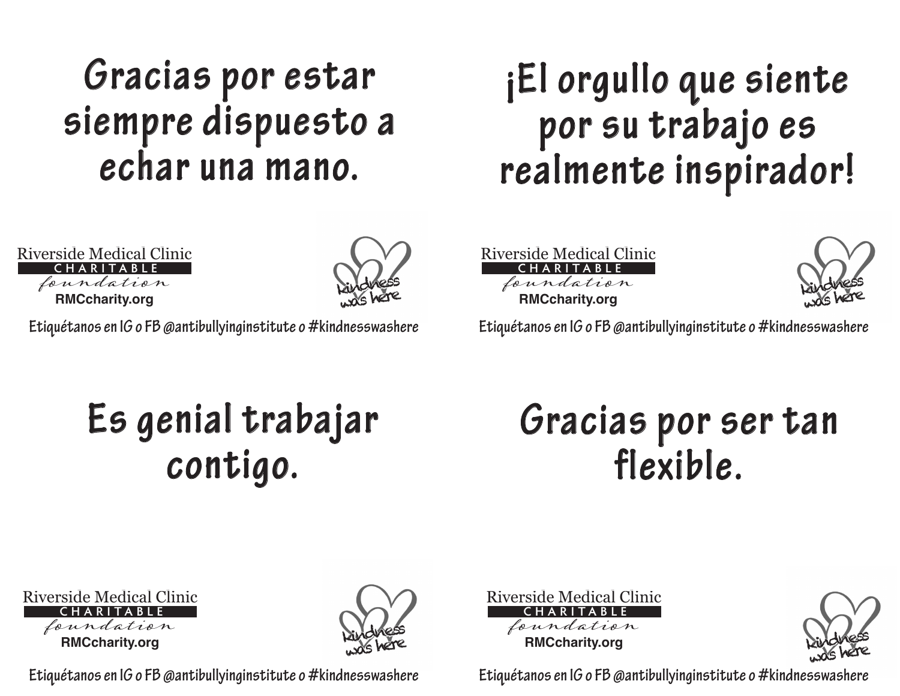# Gracias por estar siempre dispuesto a echar una mano.

Riverside Medical Clinic
CHARITABLE
foundation
RMCcharity.org

kindness was here

Etiquétanos en IG o FB @antibullyinginstitute o #kindnesswashere

# ¡El orgullo que siente por su trabajo es realmente inspirador!

Riverside Medical Clinic
CHARITABLE
foundation
RMCcharity.org

kindness was here

Etiquétanos en IG o FB @antibullyinginstitute o #kindnesswashere

# Es genial trabajar contigo.

Riverside Medical Clinic
CHARITABLE
foundation
RMCcharity.org

kindness was here

Etiquétanos en IG o FB @antibullyinginstitute o #kindnesswashere

# Gracias por ser tan flexible.

Riverside Medical Clinic
CHARITABLE
foundation
RMCcharity.org

kindness was here

Etiquétanos en IG o FB @antibullyinginstitute o #kindnesswashere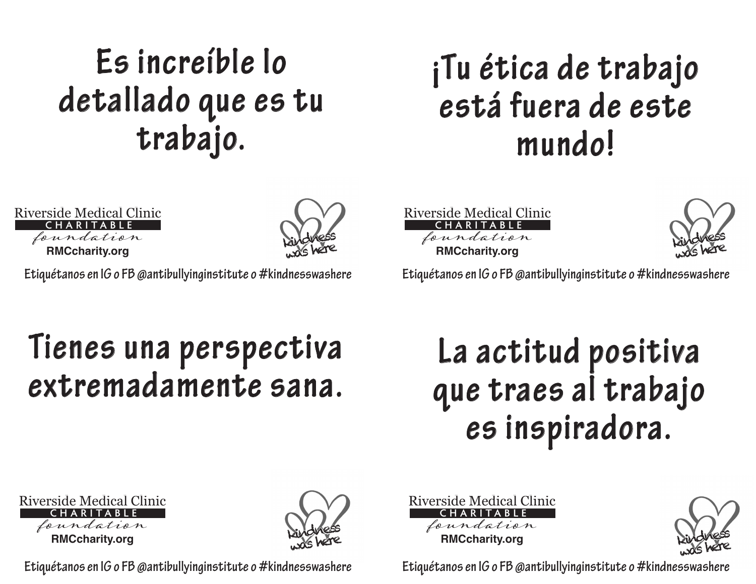# Es increíble lo detallado que es tu trabajo.

Riverside Medical Clinic
CHARITABLE
foundation
RMCcharity.org

kindness was here

Etiquétanos en IG o FB @antibullyinginstitute o #kindnesswashere

# ¡Tu ética de trabajo está fuera de este mundo!

Riverside Medical Clinic
CHARITABLE
foundation
RMCcharity.org

kindness was here

Etiquétanos en IG o FB @antibullyinginstitute o #kindnesswashere

# Tienes una perspectiva extremadamente sana.

Riverside Medical Clinic
CHARITABLE
foundation
RMCcharity.org

kindness was here

Etiquétanos en IG o FB @antibullyinginstitute o #kindnesswashere

# La actitud positiva que traes al trabajo es inspiradora.

Riverside Medical Clinic
CHARITABLE
foundation
RMCcharity.org

kindness was here

Etiquétanos en IG o FB @antibullyinginstitute o #kindnesswashere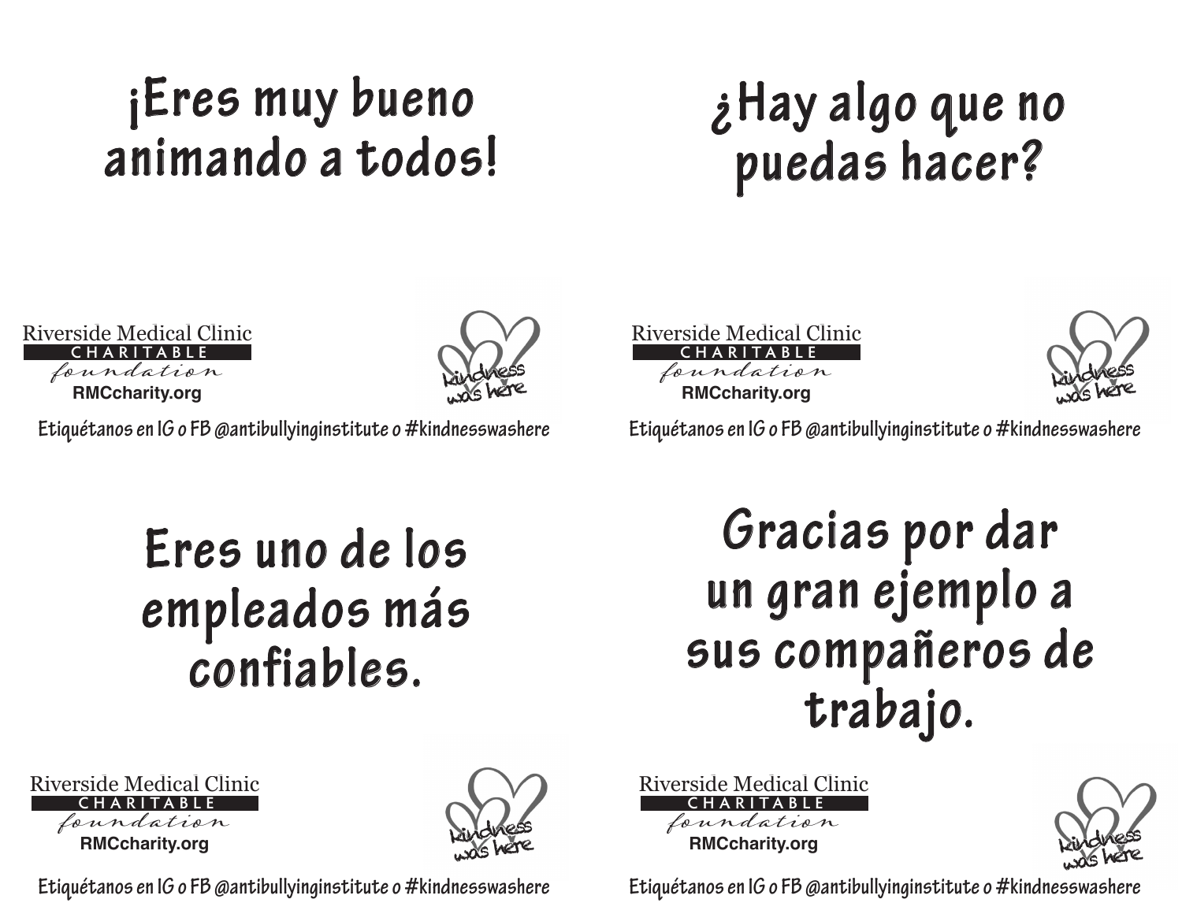# ¡Eres muy bueno animando a todos!

Riverside Medical Clinic
CHARITABLE
foundation
RMCcharity.org

kindness was here

Etiquétanos en IG o FB @antibullyinginstitute o #kindnesswashere

# ¿Hay algo que no puedas hacer?

Riverside Medical Clinic
CHARITABLE
foundation
RMCcharity.org

kindness was here

Etiquétanos en IG o FB @antibullyinginstitute o #kindnesswashere

# Eres uno de los empleados más confiables.

Riverside Medical Clinic
CHARITABLE
foundation
RMCcharity.org

kindness was here

Etiquétanos en IG o FB @antibullyinginstitute o #kindnesswashere

# Gracias por dar un gran ejemplo a sus compañeros de trabajo.

Riverside Medical Clinic
CHARITABLE
foundation
RMCcharity.org

kindness was here

Etiquétanos en IG o FB @antibullyinginstitute o #kindnesswashere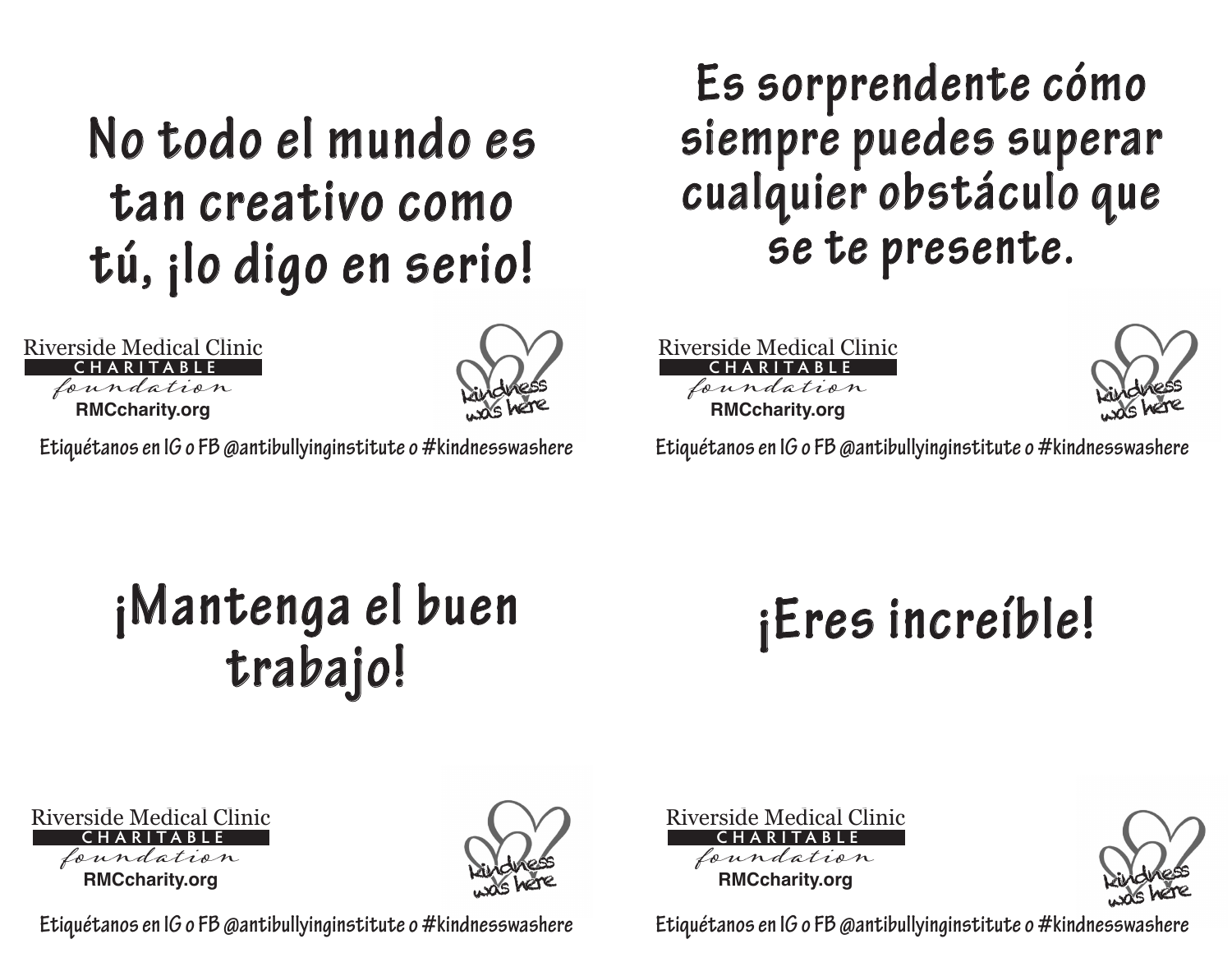# No todo el mundo es tan creativo como tú, ¡lo digo en serio!

Riverside Medical Clinic
CHARITABLE
foundation
RMCcharity.org

kindness was here

Etiquétanos en IG o FB @antibullyinginstitute o #kindnesswashere

# Es sorprendente cómo siempre puedes superar cualquier obstáculo que se te presente.

Riverside Medical Clinic
CHARITABLE
foundation
RMCcharity.org

kindness was here

Etiquétanos en IG o FB @antibullyinginstitute o #kindnesswashere

# ¡Mantenga el buen trabajo!

Riverside Medical Clinic
CHARITABLE
foundation
RMCcharity.org

kindness was here

Etiquétanos en IG o FB @antibullyinginstitute o #kindnesswashere

# ¡Eres increíble!

Riverside Medical Clinic
CHARITABLE
foundation
RMCcharity.org

kindness was here

Etiquétanos en IG o FB @antibullyinginstitute o #kindnesswashere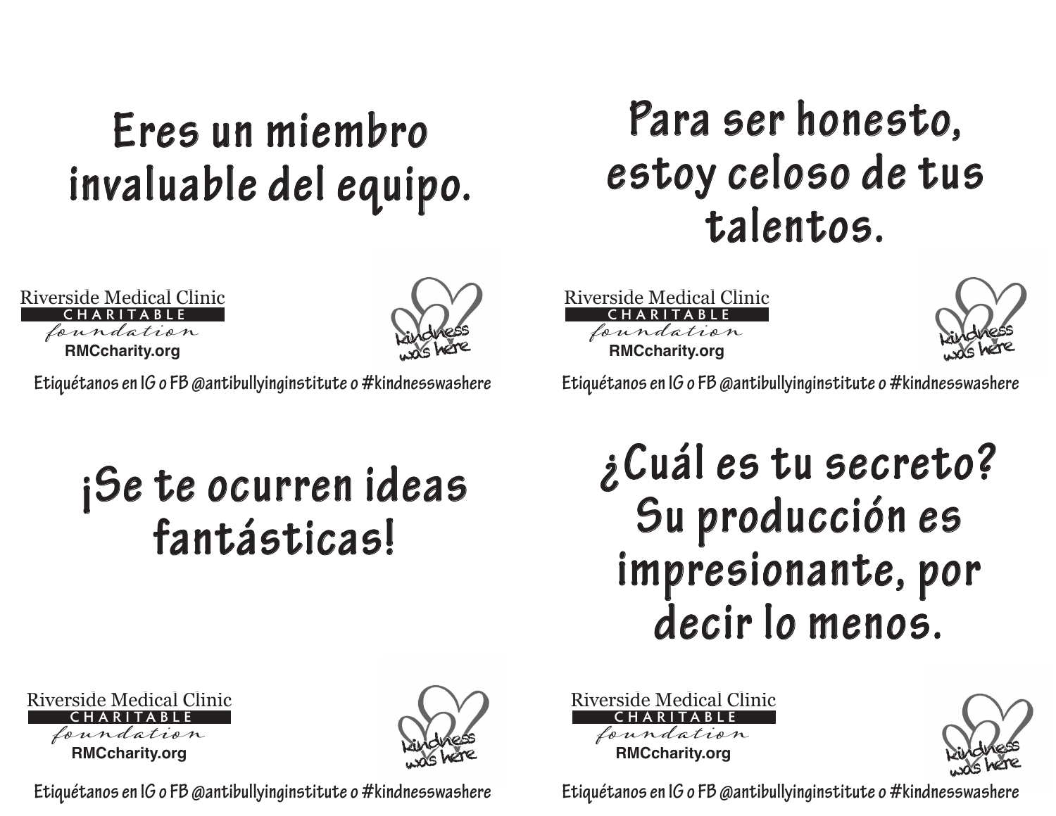# Eres un miembro invaluable del equipo.

Riverside Medical Clinic
CHARITABLE
foundation
**RMCcharity.org**

kindness was here

**Etiquétanos en IG o FB @antibullyinginstitute o #kindnesswashere**

# Para ser honesto, estoy celoso de tus talentos.

Riverside Medical Clinic
CHARITABLE
foundation
**RMCcharity.org**

kindness was here

**Etiquétanos en IG o FB @antibullyinginstitute o #kindnesswashere**

# ¡Se te ocurren ideas fantásticas!

Riverside Medical Clinic
CHARITABLE
foundation
**RMCcharity.org**

kindness was here

**Etiquétanos en IG o FB @antibullyinginstitute o #kindnesswashere**

# ¿Cuál es tu secreto? Su producción es impresionante, por decir lo menos.

Riverside Medical Clinic
CHARITABLE
foundation
**RMCcharity.org**

kindness was here

**Etiquétanos en IG o FB @antibullyinginstitute o #kindnesswashere**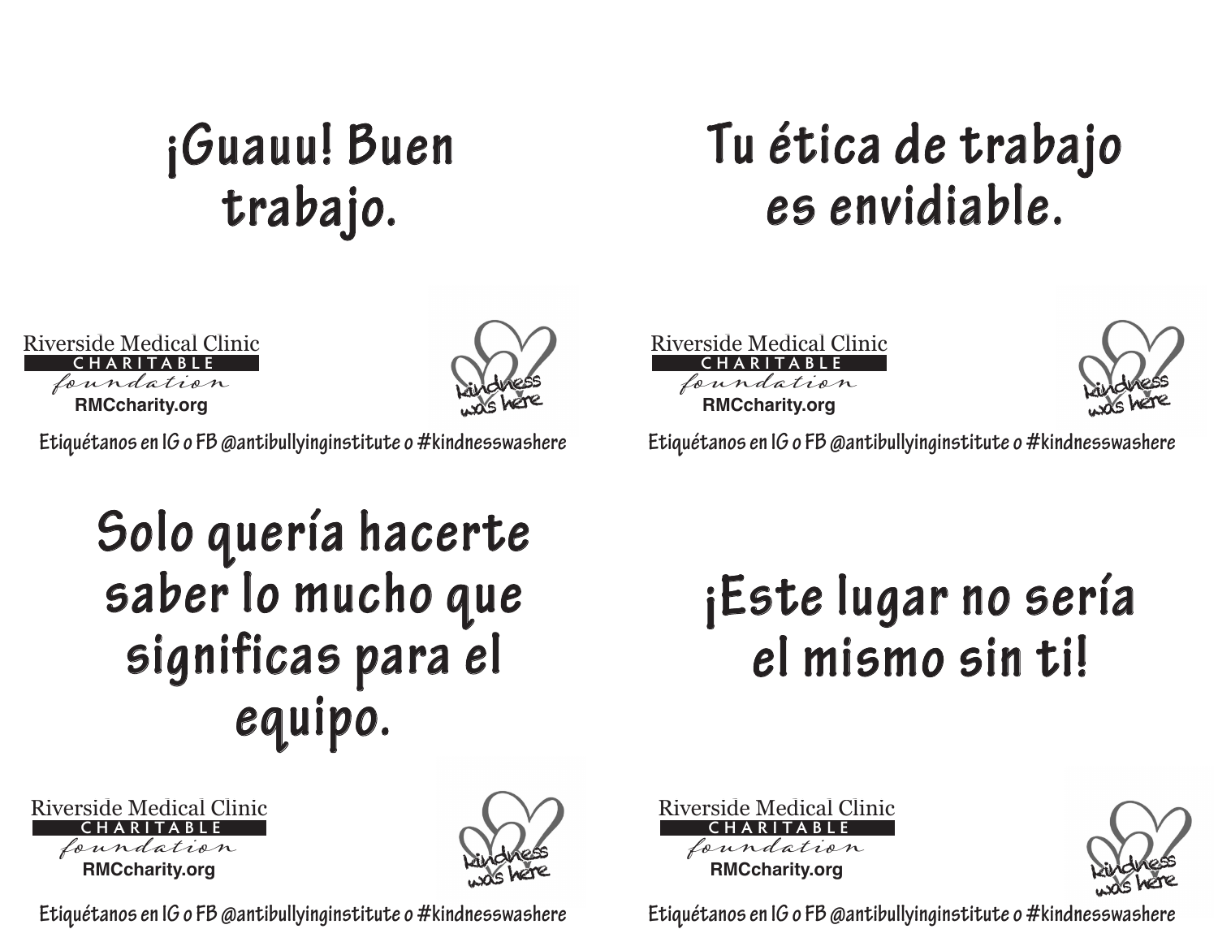# ¡Guauu! Buen trabajo.

Riverside Medical Clinic
CHARITABLE
foundation
RMCcharity.org

kindness was here

Etiquétanos en IG o FB @antibullyinginstitute o #kindnesswashere

# Tu ética de trabajo es envidiable.

Riverside Medical Clinic
CHARITABLE
foundation
RMCcharity.org

kindness was here

Etiquétanos en IG o FB @antibullyinginstitute o #kindnesswashere

# Solo quería hacerte saber lo mucho que significas para el equipo.

Riverside Medical Clinic
CHARITABLE
foundation
RMCcharity.org

kindness was here

Etiquétanos en IG o FB @antibullyinginstitute o #kindnesswashere

# ¡Este lugar no sería el mismo sin ti!

Riverside Medical Clinic
CHARITABLE
foundation
RMCcharity.org

kindness was here

Etiquétanos en IG o FB @antibullyinginstitute o #kindnesswashere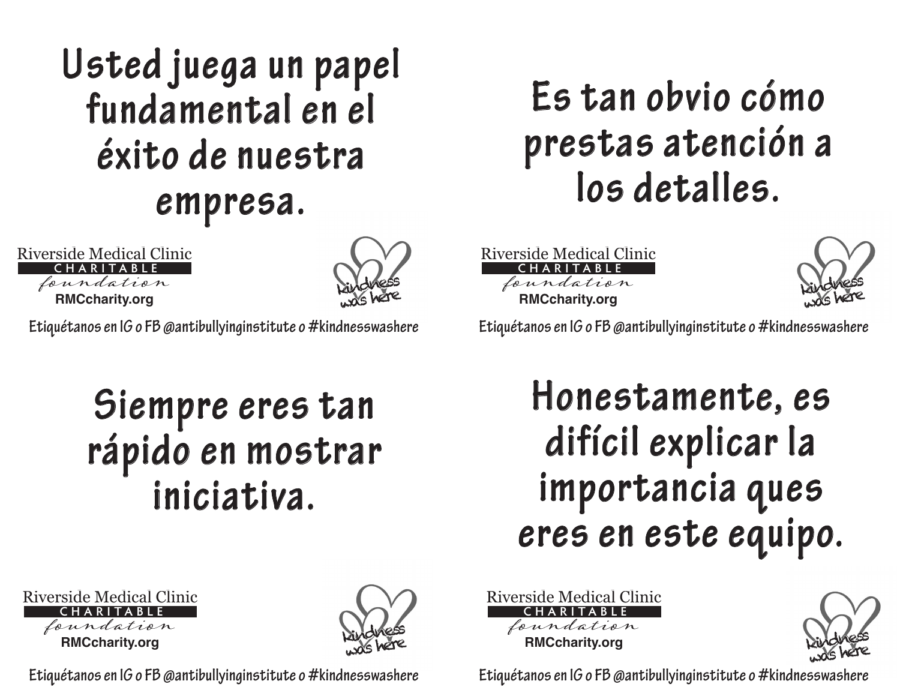## Usted juega un papel fundamental en el éxito de nuestra empresa.

Riverside Medical Clinic
CHARITABLE
foundation
RMCcharity.org

kindness was here

Etiquétanos en IG o FB @antibullyinginstitute o #kindnesswashere

## Es tan obvio cómo prestas atención a los detalles.

Riverside Medical Clinic
CHARITABLE
foundation
RMCcharity.org

kindness was here

Etiquétanos en IG o FB @antibullyinginstitute o #kindnesswashere

## Siempre eres tan rápido en mostrar iniciativa.

Riverside Medical Clinic
CHARITABLE
foundation
RMCcharity.org

kindness was here

Etiquétanos en IG o FB @antibullyinginstitute o #kindnesswashere

## Honestamente, es difícil explicar la importancia ques eres en este equipo.

Riverside Medical Clinic
CHARITABLE
foundation
RMCcharity.org

kindness was here

Etiquétanos en IG o FB @antibullyinginstitute o #kindnesswashere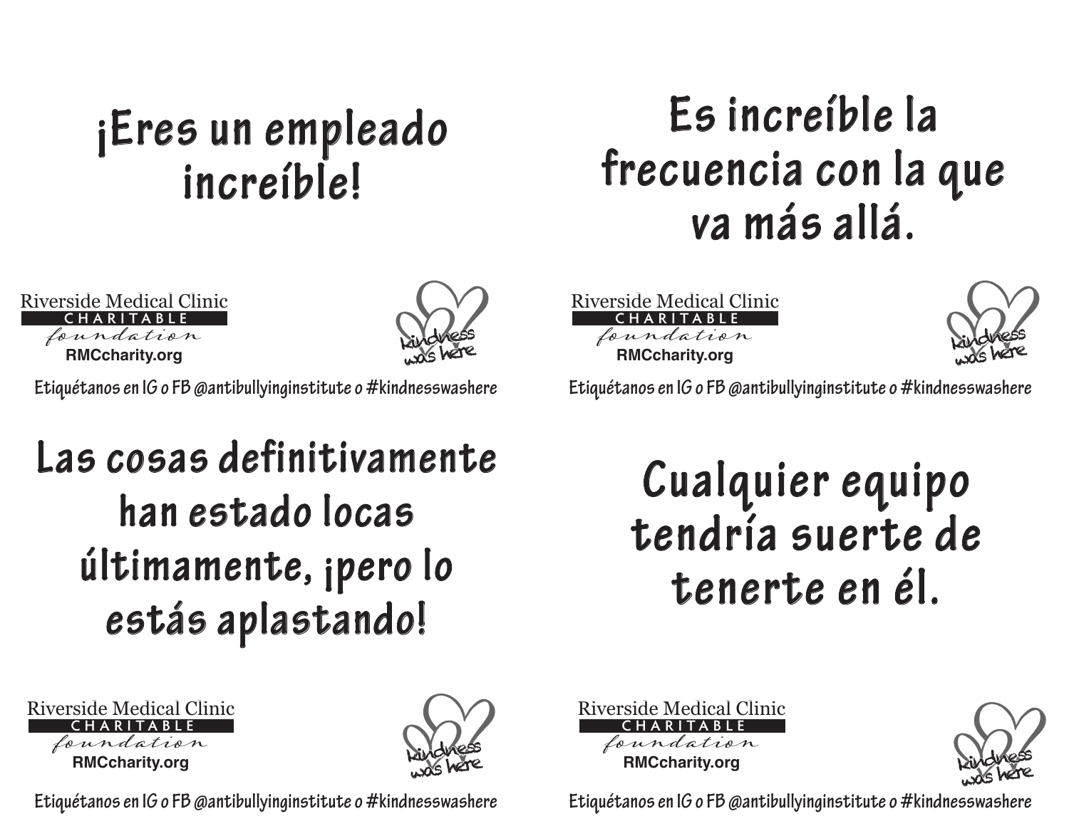# ¡Eres un empleado increíble!

Riverside Medical Clinic
CHARITABLE
foundation
RMCcharity.org

kindness was here

Etiquétanos en IG o FB @antibullyinginstitute o #kindnesswashere

# Es increíble la frecuencia con la que va más allá.

Riverside Medical Clinic
CHARITABLE
foundation
RMCcharity.org

kindness was here

Etiquétanos en IG o FB @antibullyinginstitute o #kindnesswashere

# Las cosas definitivamente han estado locas últimamente, ¡pero lo estás aplastando!

Riverside Medical Clinic
CHARITABLE
foundation
RMCcharity.org

kindness was here

Etiquétanos en IG o FB @antibullyinginstitute o #kindnesswashere

# Cualquier equipo tendría suerte de tenerte en él.

Riverside Medical Clinic
CHARITABLE
foundation
RMCcharity.org

kindness was here

Etiquétanos en IG o FB @antibullyinginstitute o #kindnesswashere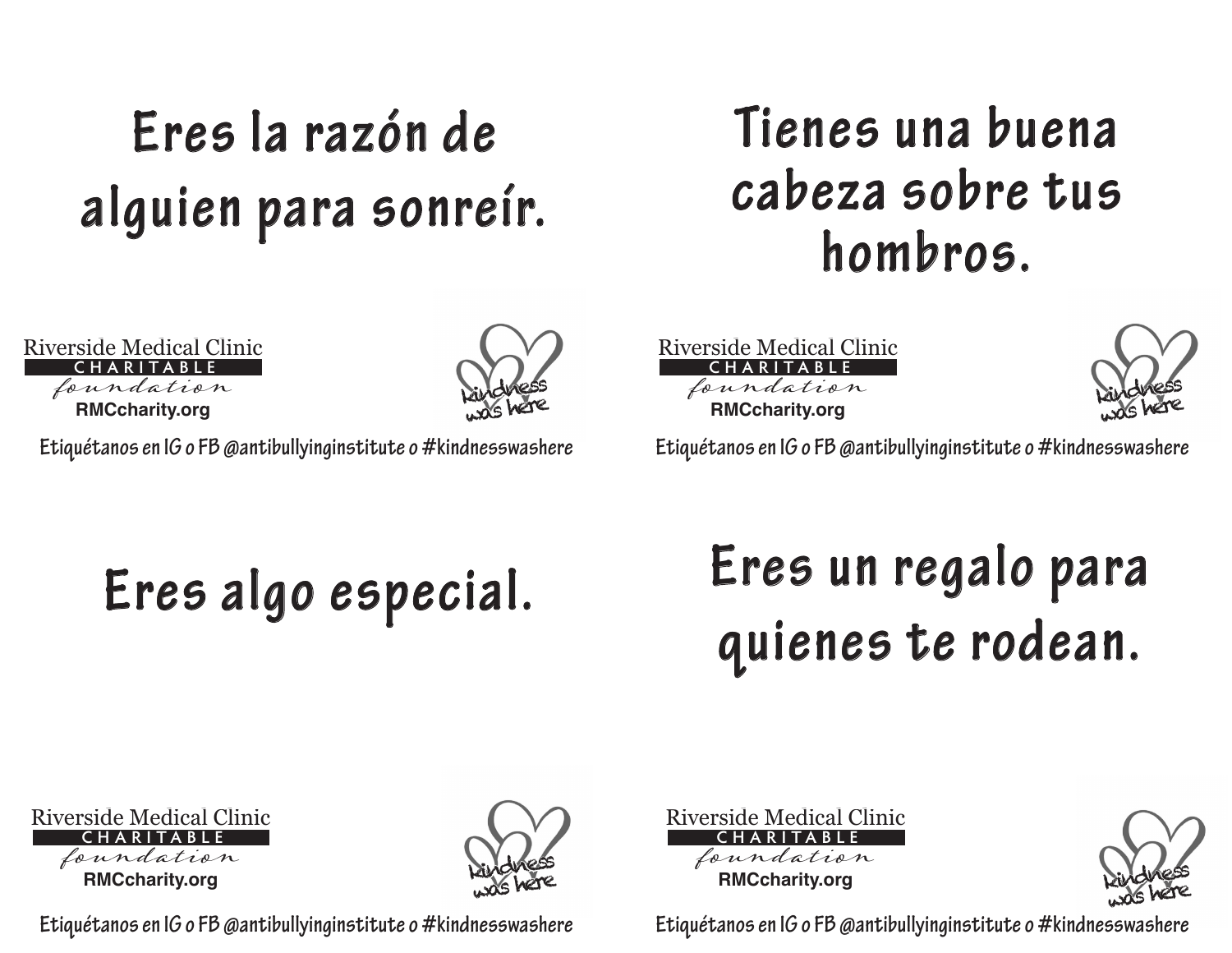# Eres la razón de alguien para sonreír.

Riverside Medical Clinic
CHARITABLE
foundation
**RMCcharity.org**

kindness was here

**Etiquétanos en IG o FB @antibullyinginstitute o #kindnesswashere**

# Tienes una buena cabeza sobre tus hombros.

Riverside Medical Clinic
CHARITABLE
foundation
**RMCcharity.org**

kindness was here

**Etiquétanos en IG o FB @antibullyinginstitute o #kindnesswashere**

# Eres algo especial.

Riverside Medical Clinic
CHARITABLE
foundation
**RMCcharity.org**

kindness was here

**Etiquétanos en IG o FB @antibullyinginstitute o #kindnesswashere**

# Eres un regalo para quienes te rodean.

Riverside Medical Clinic
CHARITABLE
foundation
**RMCcharity.org**

kindness was here

**Etiquétanos en IG o FB @antibullyinginstitute o #kindnesswashere**